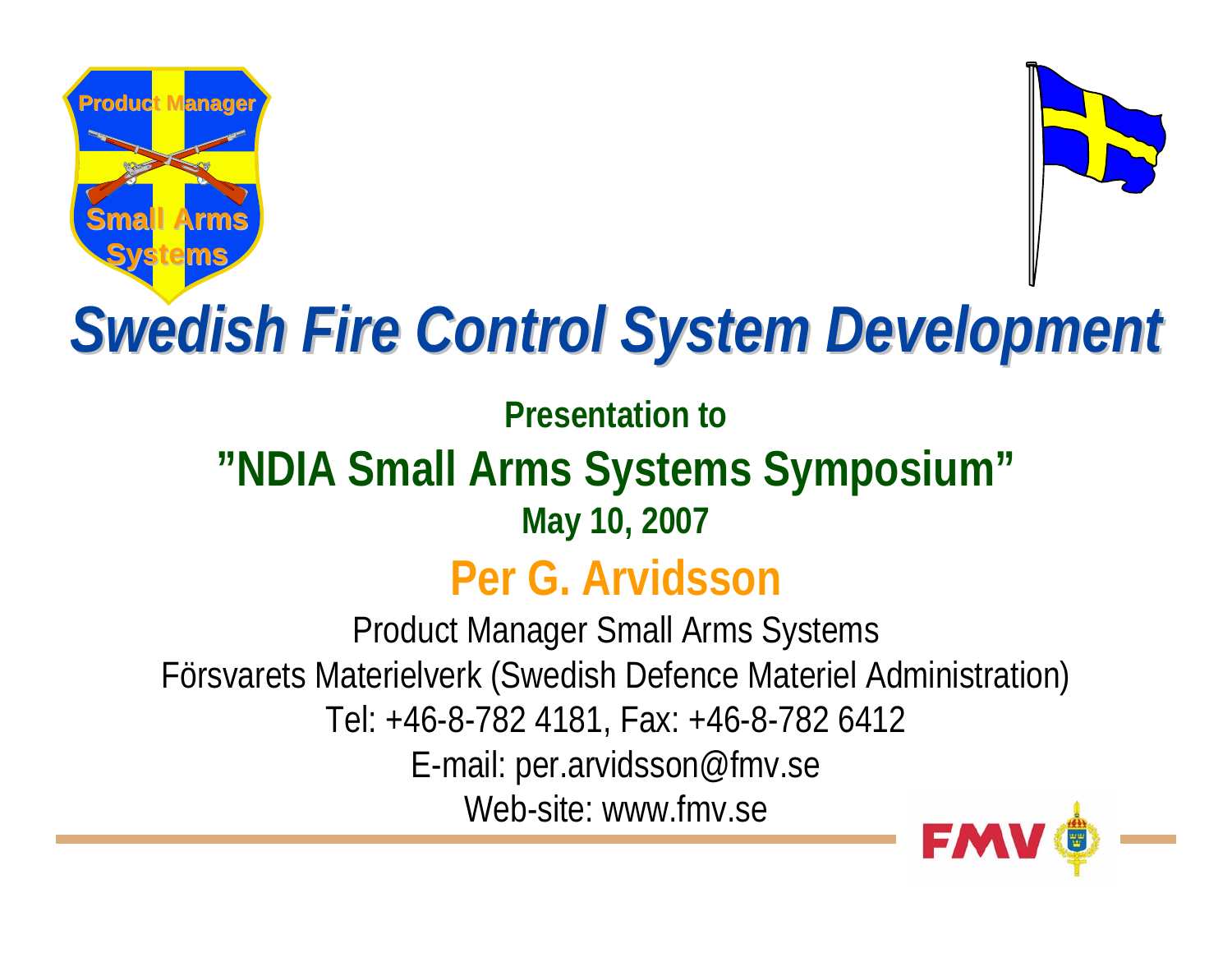# Swedish Fire Control System Development

**Presentation to**

## **”NDIA Small Arms Systems Symposium”**

**May 10, 2007**

## Per G. Arvidsson

Product Manager Small Arms Systems

Försvarets Materielverk (Swedish Defence Materiel Administration)

Tel: +46-8-782 4181, Fax: +46-8-782 6412

E-mail: per.arvidsson@fmv.se

Web-site: www.fmv.se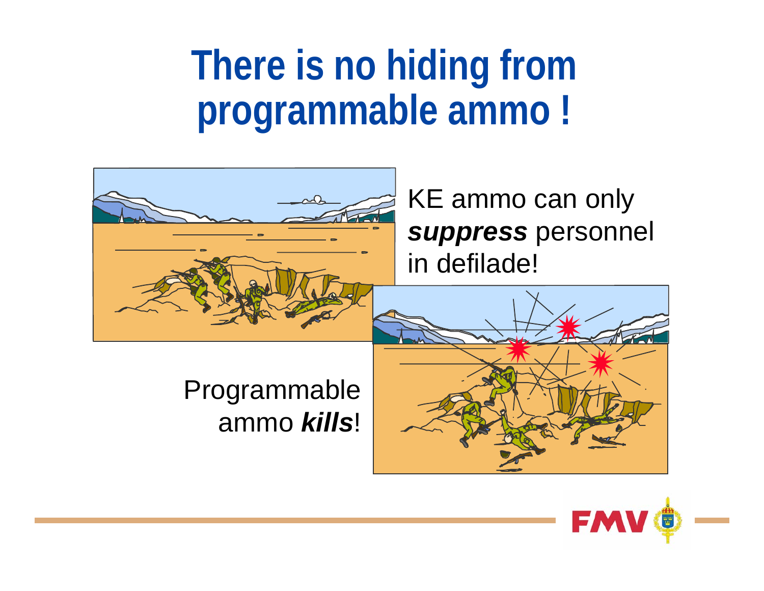# There is no hiding from programmable ammo !

KE ammo can only ***suppress*** personnel in defilade!

Programmable ammo ***kills***!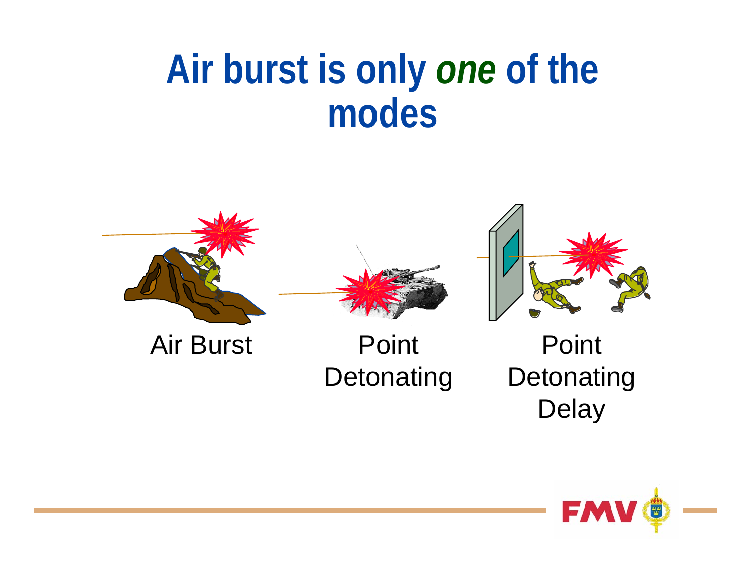# Air burst is only *one* of the modes

Air Burst

Point Detonating

Point Detonating Delay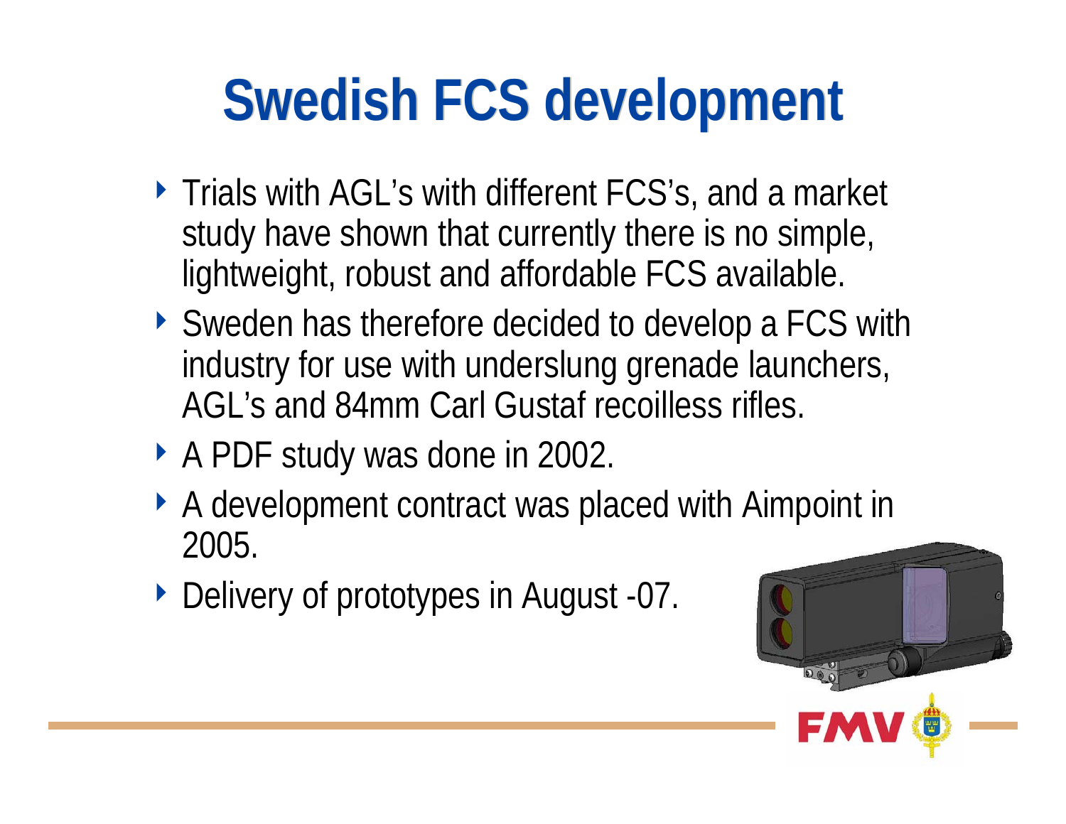# Swedish FCS development

- Trials with AGL's with different FCS's, and a market study have shown that currently there is no simple, lightweight, robust and affordable FCS available.
- Sweden has therefore decided to develop a FCS with industry for use with underslung grenade launchers, AGL's and 84mm Carl Gustaf recoilless rifles.
- A PDF study was done in 2002.
- A development contract was placed with Aimpoint in 2005.
- Delivery of prototypes in August -07.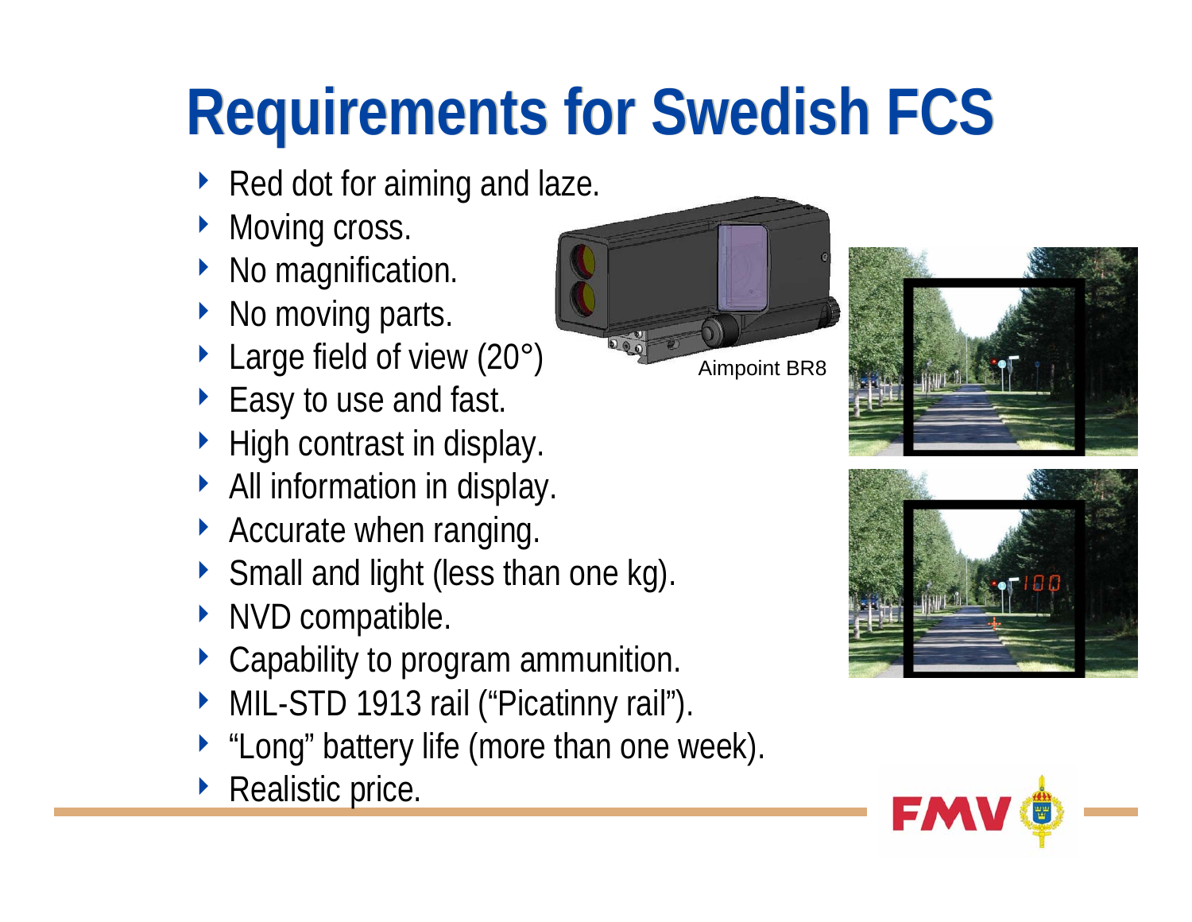# Requirements for Swedish FCS

- Red dot for aiming and laze.
- Moving cross.
- No magnification.
- No moving parts.
- Large field of view (20°)
- Easy to use and fast.
- High contrast in display.
- All information in display.
- Accurate when ranging.
- Small and light (less than one kg).
- NVD compatible.
- Capability to program ammunition.
- MIL-STD 1913 rail ("Picatinny rail").
- "Long" battery life (more than one week).
- Realistic price.

Aimpoint BR8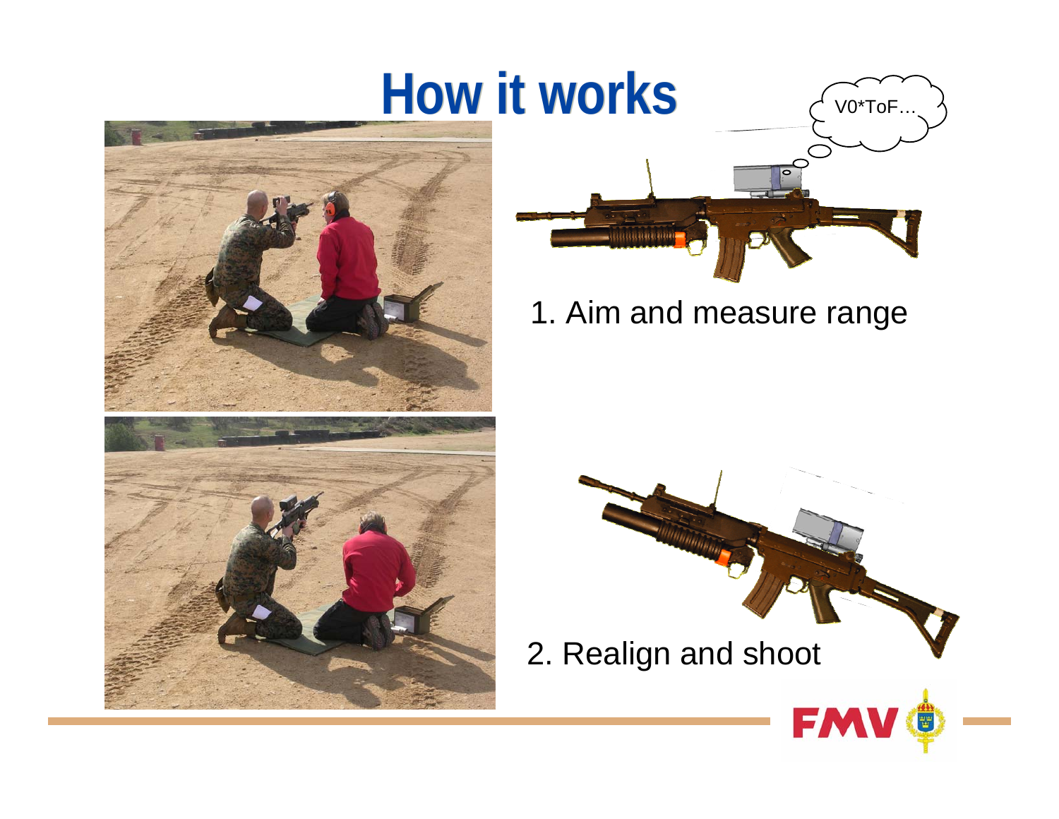# How it works

V0*ToF…

1. Aim and measure range

2. Realign and shoot